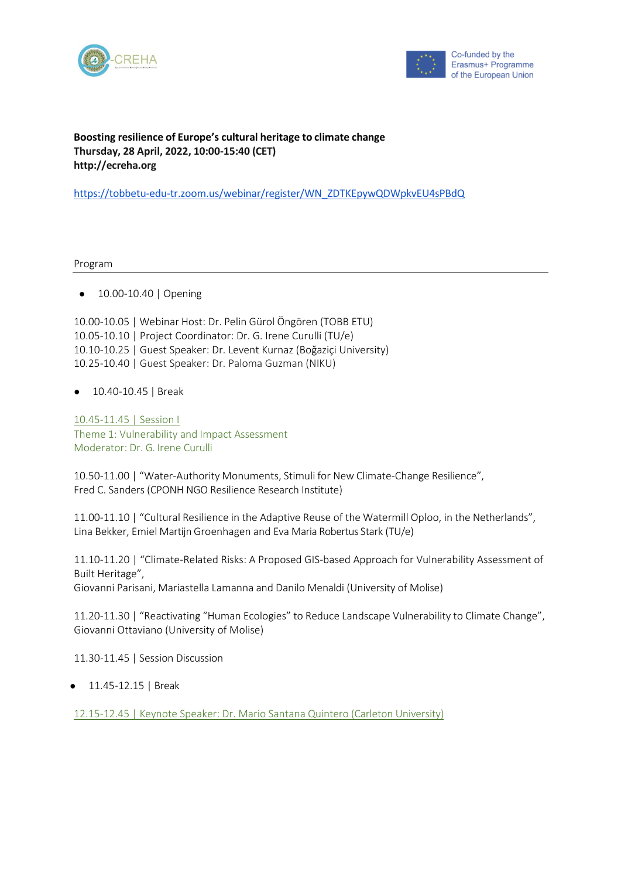**Boosting resilience of Europe's cultural heritage to climate change**
**Thursday, 28 April, 2022, 10:00-15:40 (CET)**
**http://ecreha.org**

https://tobbetu-edu-tr.zoom.us/webinar/register/WN_ZDTKEpywQDWpkvEU4sPBdQ

Program

- 10.00-10.40 | Opening

10.00-10.05 | Webinar Host: Dr. Pelin Gürol Öngören (TOBB ETU)
10.05-10.10 | Project Coordinator: Dr. G. Irene Curulli (TU/e)
10.10-10.25 | Guest Speaker: Dr. Levent Kurnaz (Boğaziçi University)
10.25-10.40 | Guest Speaker: Dr. Paloma Guzman (NIKU)

- 10.40-10.45 | Break

10.45-11.45 | Session I
Theme 1: Vulnerability and Impact Assessment
Moderator: Dr. G. Irene Curulli

10.50-11.00 | "Water-Authority Monuments, Stimuli for New Climate-Change Resilience",
Fred C. Sanders (CPONH NGO Resilience Research Institute)

11.00-11.10 | "Cultural Resilience in the Adaptive Reuse of the Watermill Oploo, in the Netherlands",
Lina Bekker, Emiel Martijn Groenhagen and Eva Maria Robertus Stark (TU/e)

11.10-11.20 | "Climate-Related Risks: A Proposed GIS-based Approach for Vulnerability Assessment of Built Heritage",
Giovanni Parisani, Mariastella Lamanna and Danilo Menaldi (University of Molise)

11.20-11.30 | "Reactivating "Human Ecologies" to Reduce Landscape Vulnerability to Climate Change",
Giovanni Ottaviano (University of Molise)

11.30-11.45 | Session Discussion

- 11.45-12.15 | Break

12.15-12.45 | Keynote Speaker: Dr. Mario Santana Quintero (Carleton University)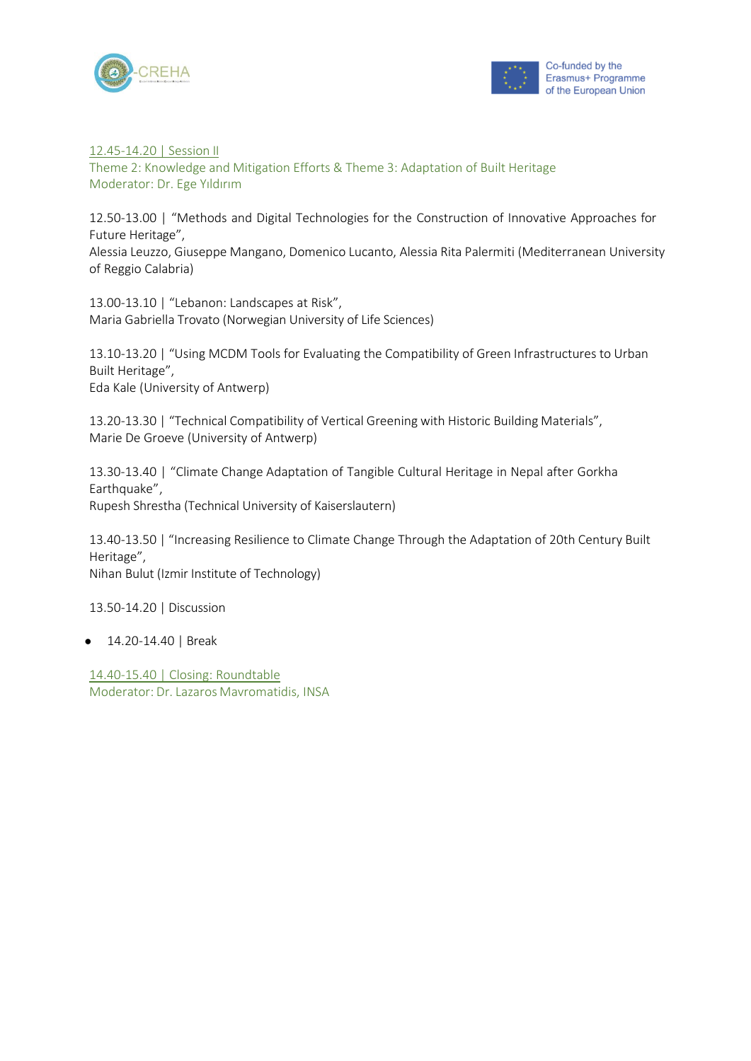12.45-14.20 | Session II
Theme 2: Knowledge and Mitigation Efforts & Theme 3: Adaptation of Built Heritage
Moderator: Dr. Ege Yıldırım

12.50-13.00 | "Methods and Digital Technologies for the Construction of Innovative Approaches for Future Heritage",
Alessia Leuzzo, Giuseppe Mangano, Domenico Lucanto, Alessia Rita Palermiti (Mediterranean University of Reggio Calabria)

13.00-13.10 | "Lebanon: Landscapes at Risk",
Maria Gabriella Trovato (Norwegian University of Life Sciences)

13.10-13.20 | "Using MCDM Tools for Evaluating the Compatibility of Green Infrastructures to Urban Built Heritage",
Eda Kale (University of Antwerp)

13.20-13.30 | "Technical Compatibility of Vertical Greening with Historic Building Materials",
Marie De Groeve (University of Antwerp)

13.30-13.40 | "Climate Change Adaptation of Tangible Cultural Heritage in Nepal after Gorkha Earthquake",
Rupesh Shrestha (Technical University of Kaiserslautern)

13.40-13.50 | "Increasing Resilience to Climate Change Through the Adaptation of 20th Century Built Heritage",
Nihan Bulut (Izmir Institute of Technology)

13.50-14.20 | Discussion

- 14.20-14.40 | Break

14.40-15.40 | Closing: Roundtable
Moderator: Dr. Lazaros Mavromatidis, INSA